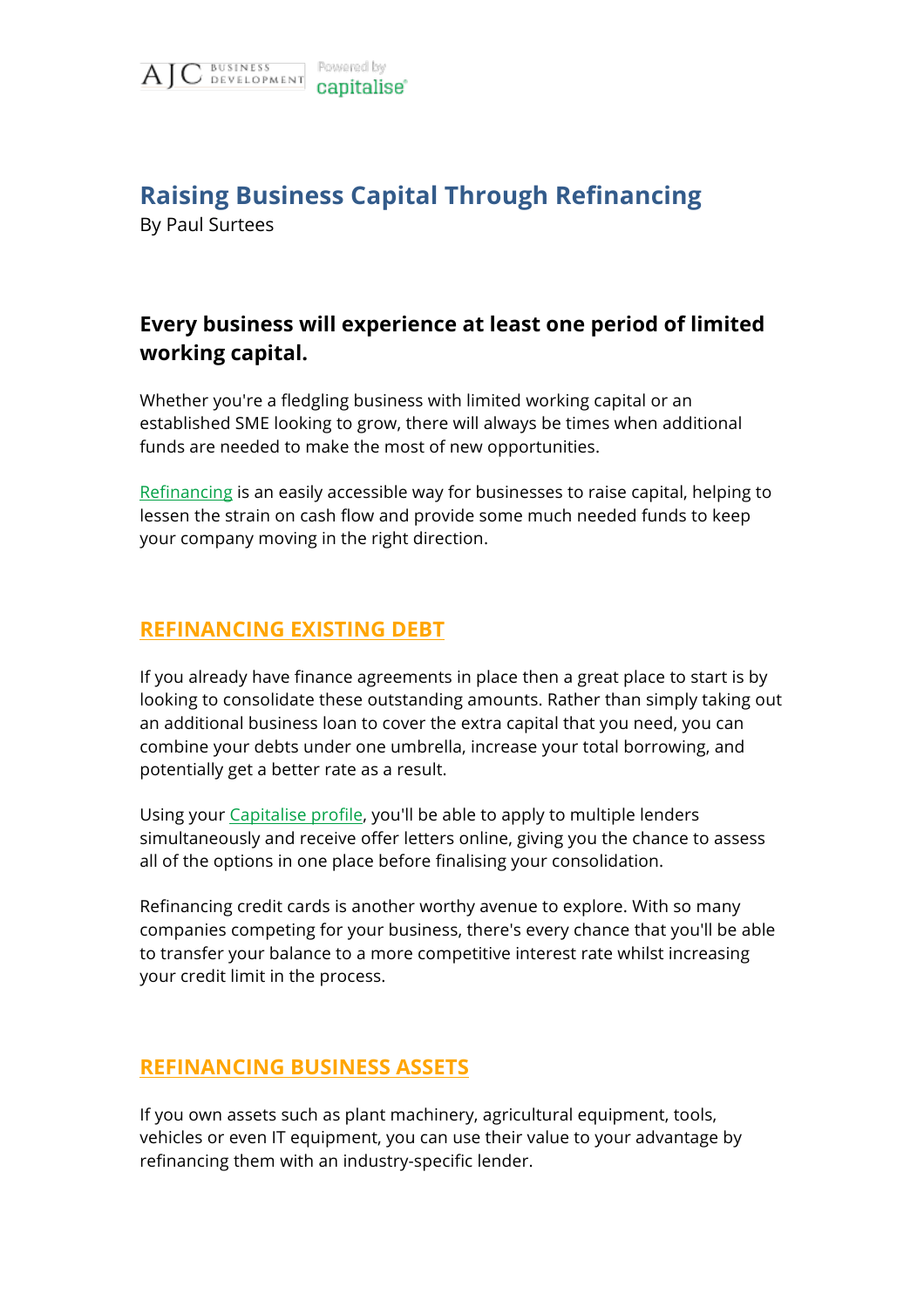# Raising Business Capital Through Refinancing

By Paul Surtees

**Every business will experience at least one period of limited working capital.**

Whether you're a fledgling business with limited working capital or an established SME looking to grow, there will always be times when additional funds are needed to make the most of new opportunities.

Refinancing is an easily accessible way for businesses to raise capital, helping to lessen the strain on cash flow and provide some much needed funds to keep your company moving in the right direction.

## REFINANCING EXISTING DEBT

If you already have finance agreements in place then a great place to start is by looking to consolidate these outstanding amounts. Rather than simply taking out an additional business loan to cover the extra capital that you need, you can combine your debts under one umbrella, increase your total borrowing, and potentially get a better rate as a result.

Using your Capitalise profile, you'll be able to apply to multiple lenders simultaneously and receive offer letters online, giving you the chance to assess all of the options in one place before finalising your consolidation.

Refinancing credit cards is another worthy avenue to explore. With so many companies competing for your business, there's every chance that you'll be able to transfer your balance to a more competitive interest rate whilst increasing your credit limit in the process.

## REFINANCING BUSINESS ASSETS

If you own assets such as plant machinery, agricultural equipment, tools, vehicles or even IT equipment, you can use their value to your advantage by refinancing them with an industry-specific lender.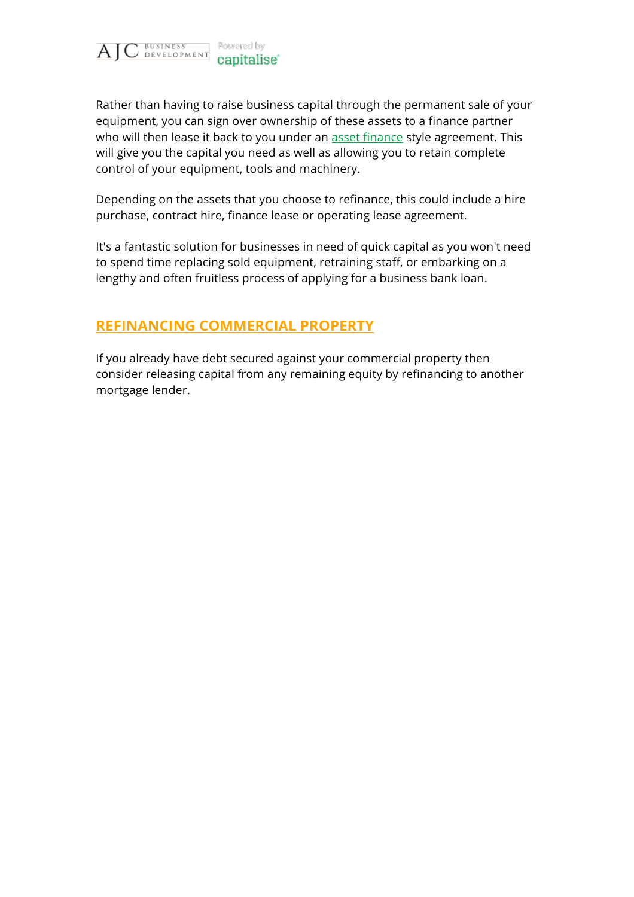Rather than having to raise business capital through the permanent sale of your equipment, you can sign over ownership of these assets to a finance partner who will then lease it back to you under an asset finance style agreement. This will give you the capital you need as well as allowing you to retain complete control of your equipment, tools and machinery.

Depending on the assets that you choose to refinance, this could include a hire purchase, contract hire, finance lease or operating lease agreement.

It's a fantastic solution for businesses in need of quick capital as you won't need to spend time replacing sold equipment, retraining staff, or embarking on a lengthy and often fruitless process of applying for a business bank loan.

## REFINANCING COMMERCIAL PROPERTY

If you already have debt secured against your commercial property then consider releasing capital from any remaining equity by refinancing to another mortgage lender.